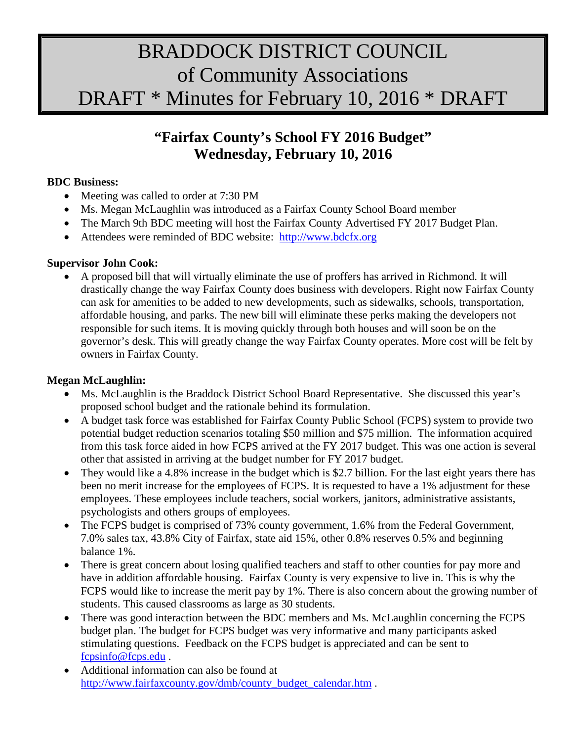# BRADDOCK DISTRICT COUNCIL of Community Associations DRAFT * Minutes for February 10, 2016 * DRAFT

## "Fairfax County's School FY 2016 Budget" Wednesday, February 10, 2016

**BDC Business:**

- Meeting was called to order at 7:30 PM
- Ms. Megan McLaughlin was introduced as a Fairfax County School Board member
- The March 9th BDC meeting will host the Fairfax County Advertised FY 2017 Budget Plan.
- Attendees were reminded of BDC website: http://www.bdcfx.org

**Supervisor John Cook:**

- A proposed bill that will virtually eliminate the use of proffers has arrived in Richmond. It will drastically change the way Fairfax County does business with developers. Right now Fairfax County can ask for amenities to be added to new developments, such as sidewalks, schools, transportation, affordable housing, and parks. The new bill will eliminate these perks making the developers not responsible for such items. It is moving quickly through both houses and will soon be on the governor's desk. This will greatly change the way Fairfax County operates. More cost will be felt by owners in Fairfax County.

**Megan McLaughlin:**

- Ms. McLaughlin is the Braddock District School Board Representative. She discussed this year's proposed school budget and the rationale behind its formulation.
- A budget task force was established for Fairfax County Public School (FCPS) system to provide two potential budget reduction scenarios totaling $50 million and $75 million. The information acquired from this task force aided in how FCPS arrived at the FY 2017 budget. This was one action is several other that assisted in arriving at the budget number for FY 2017 budget.
- They would like a 4.8% increase in the budget which is $2.7 billion. For the last eight years there has been no merit increase for the employees of FCPS. It is requested to have a 1% adjustment for these employees. These employees include teachers, social workers, janitors, administrative assistants, psychologists and others groups of employees.
- The FCPS budget is comprised of 73% county government, 1.6% from the Federal Government, 7.0% sales tax, 43.8% City of Fairfax, state aid 15%, other 0.8% reserves 0.5% and beginning balance 1%.
- There is great concern about losing qualified teachers and staff to other counties for pay more and have in addition affordable housing. Fairfax County is very expensive to live in. This is why the FCPS would like to increase the merit pay by 1%. There is also concern about the growing number of students. This caused classrooms as large as 30 students.
- There was good interaction between the BDC members and Ms. McLaughlin concerning the FCPS budget plan. The budget for FCPS budget was very informative and many participants asked stimulating questions. Feedback on the FCPS budget is appreciated and can be sent to fcpsinfo@fcps.edu .
- Additional information can also be found at http://www.fairfaxcounty.gov/dmb/county_budget_calendar.htm .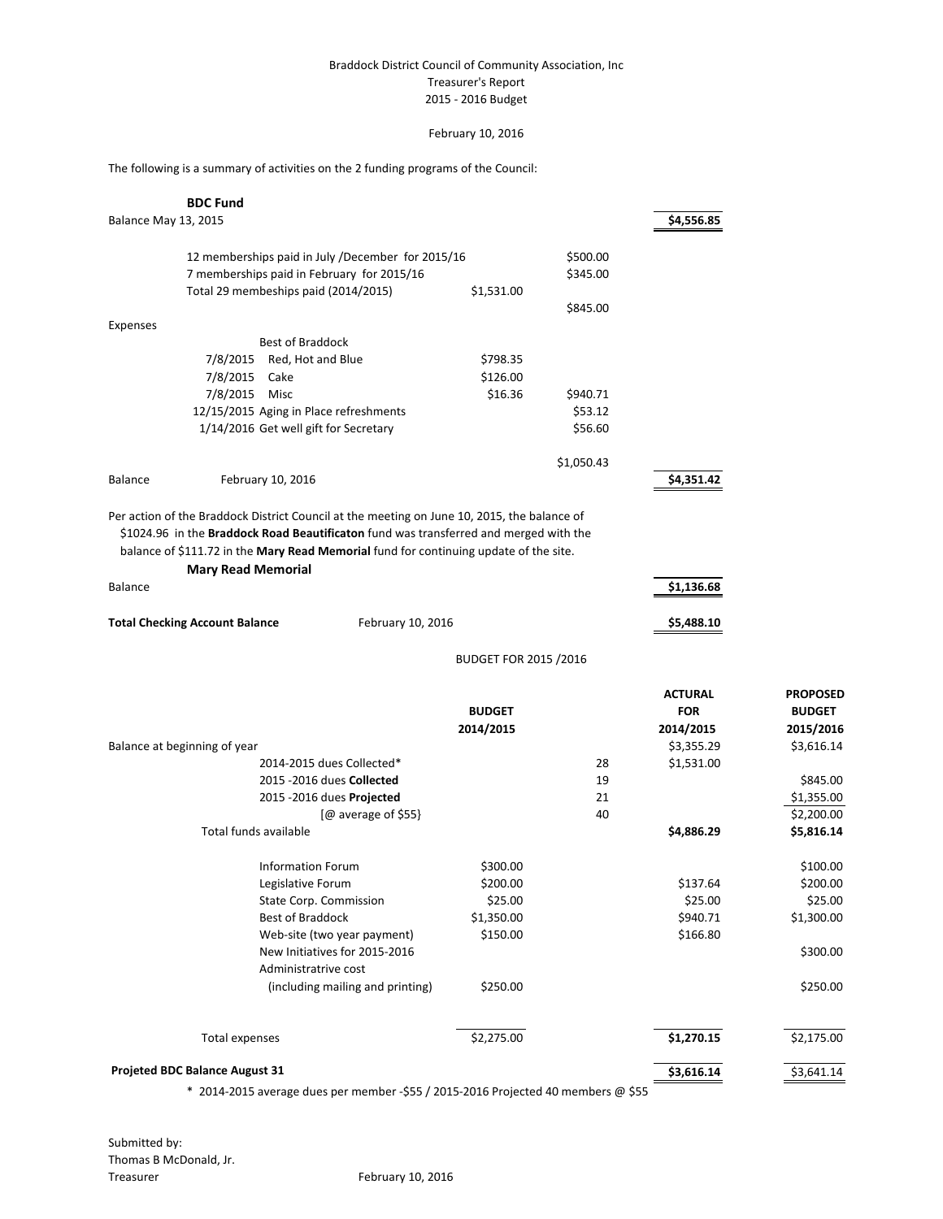Braddock District Council of Community Association, Inc
Treasurer's Report
2015 - 2016 Budget

February 10, 2016

The following is a summary of activities on the 2 funding programs of the Council:

### BDC Fund

| | | | | |
|---|---|---|---|---|
| Balance May 13, 2015 | | | | $4,556.85 |
| | 12 memberships paid in July /December for 2015/16 | | $500.00 | |
| | 7 memberships paid in February for 2015/16 | | $345.00 | |
| | Total 29 membeships paid (2014/2015) | $1,531.00 | | |
| | | | $845.00 | |
| Expenses | | | | |
| | Best of Braddock | | | |
| | 7/8/2015 Red, Hot and Blue | $798.35 | | |
| | 7/8/2015 Cake | $126.00 | | |
| | 7/8/2015 Misc | $16.36 | $940.71 | |
| | 12/15/2015 Aging in Place refreshments | | $53.12 | |
| | 1/14/2016 Get well gift for Secretary | | $56.60 | |
| | | | $1,050.43 | |
| Balance | February 10, 2016 | | | $4,351.42 |

Per action of the Braddock District Council at the meeting on June 10, 2015, the balance of $1024.96 in the **Braddock Road Beautificaton** fund was transferred and merged with the balance of $111.72 in the **Mary Read Memorial** fund for continuing update of the site.

### Mary Read Memorial

| | | |
|---|---|---|
| Balance | | $1,136.68 |
| **Total Checking Account Balance** | February 10, 2016 | $5,488.10 |

BUDGET FOR 2015 /2016

| | BUDGET 2014/2015 | | ACTURAL FOR 2014/2015 | PROPOSED BUDGET 2015/2016 |
|---|---|---|---|---|
| Balance at beginning of year | | | $3,355.29 | $3,616.14 |
| 2014-2015 dues Collected* | | 28 | $1,531.00 | |
| 2015 -2016 dues **Collected** | | 19 | | $845.00 |
| 2015 -2016 dues **Projected** | | 21 | | $1,355.00 |
| [@ average of $55} | | 40 | | $2,200.00 |
| Total funds available | | | **$4,886.29** | **$5,816.14** |
| Information Forum | $300.00 | | | $100.00 |
| Legislative Forum | $200.00 | | $137.64 | $200.00 |
| State Corp. Commission | $25.00 | | $25.00 | $25.00 |
| Best of Braddock | $1,350.00 | | $940.71 | $1,300.00 |
| Web-site (two year payment) | $150.00 | | $166.80 | |
| New Initiatives for 2015-2016 | | | | $300.00 |
| Administratrive cost (including mailing and printing) | $250.00 | | | $250.00 |
| Total expenses | $2,275.00 | | **$1,270.15** | $2,175.00 |
| **Projeted BDC Balance August 31** | | | **$3,616.14** | $3,641.14 |

\* 2014-2015 average dues per member -$55 / 2015-2016 Projected 40 members @ $55

Submitted by:
Thomas B McDonald, Jr.
Treasurer February 10, 2016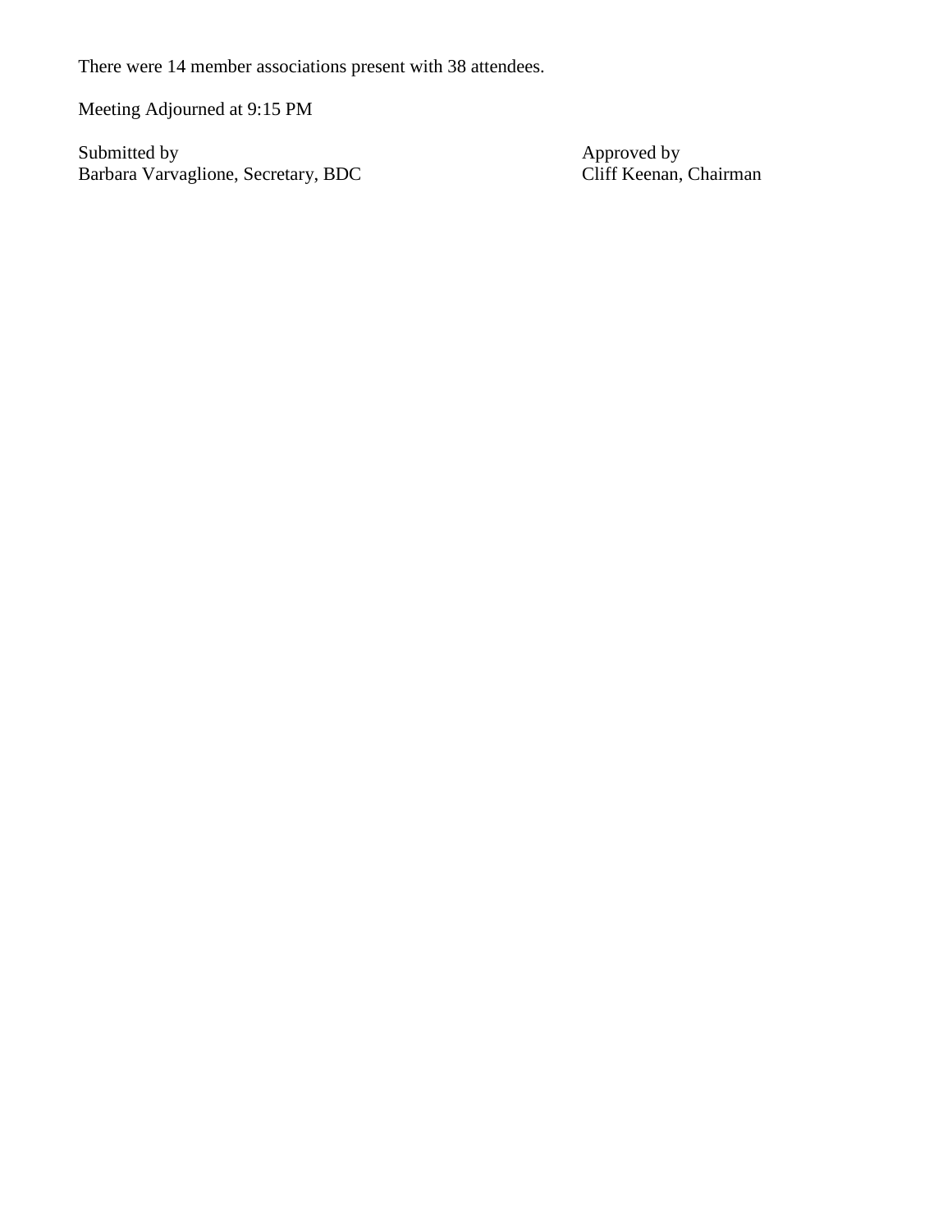There were 14 member associations present with 38 attendees.

Meeting Adjourned at 9:15 PM

Submitted by
Barbara Varvaglione, Secretary, BDC

Approved by
Cliff Keenan, Chairman